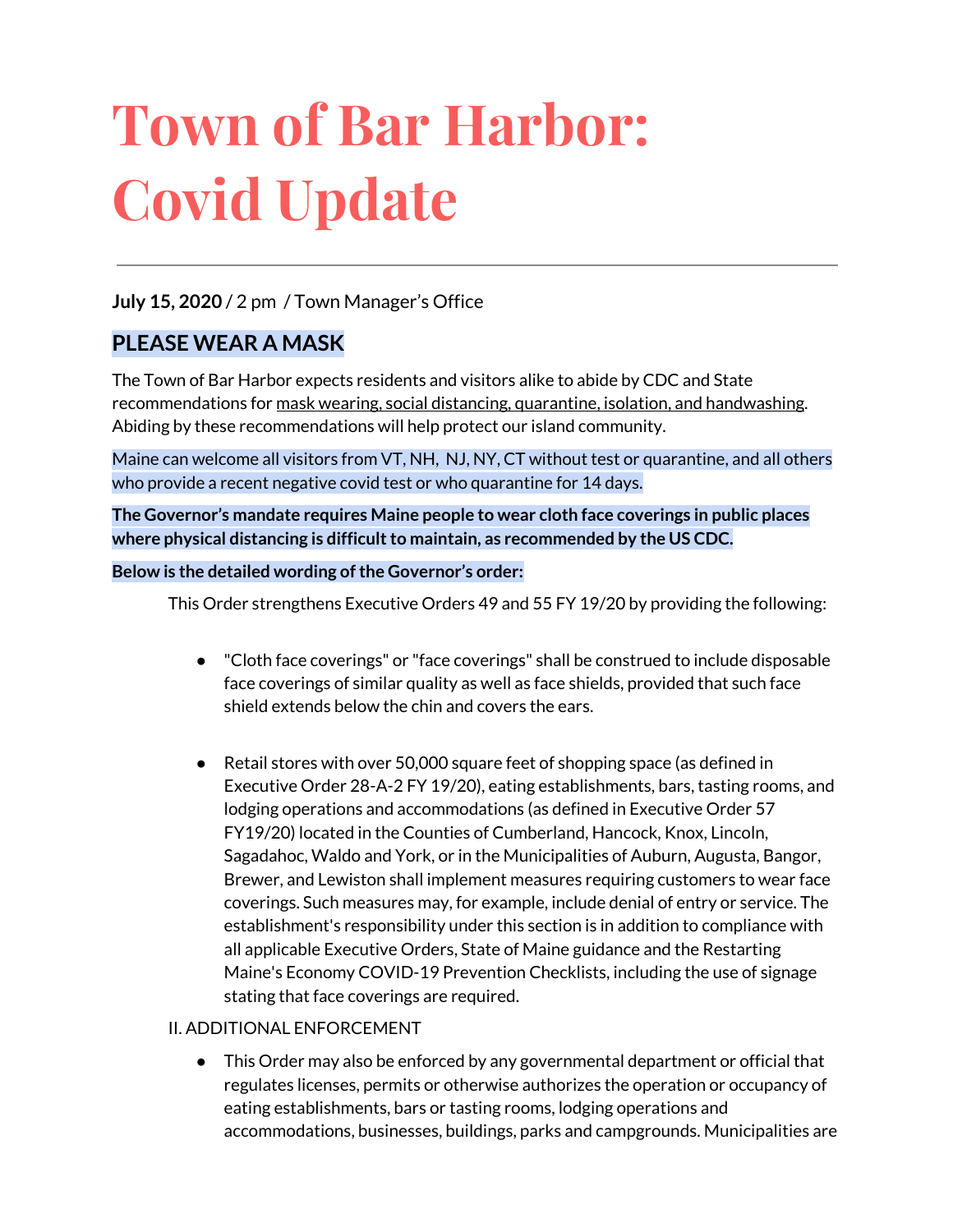# Town of Bar Harbor: Covid Update

**July 15, 2020** / 2 pm / Town Manager's Office

## PLEASE WEAR A MASK

The Town of Bar Harbor expects residents and visitors alike to abide by CDC and State recommendations for mask wearing, social distancing, quarantine, isolation, and handwashing. Abiding by these recommendations will help protect our island community.

Maine can welcome all visitors from VT, NH, NJ, NY, CT without test or quarantine, and all others who provide a recent negative covid test or who quarantine for 14 days.

**The Governor's mandate requires Maine people to wear cloth face coverings in public places where physical distancing is difficult to maintain, as recommended by the US CDC.**

**Below is the detailed wording of the Governor's order:**

This Order strengthens Executive Orders 49 and 55 FY 19/20 by providing the following:

- "Cloth face coverings" or "face coverings" shall be construed to include disposable face coverings of similar quality as well as face shields, provided that such face shield extends below the chin and covers the ears.

- Retail stores with over 50,000 square feet of shopping space (as defined in Executive Order 28-A-2 FY 19/20), eating establishments, bars, tasting rooms, and lodging operations and accommodations (as defined in Executive Order 57 FY19/20) located in the Counties of Cumberland, Hancock, Knox, Lincoln, Sagadahoc, Waldo and York, or in the Municipalities of Auburn, Augusta, Bangor, Brewer, and Lewiston shall implement measures requiring customers to wear face coverings. Such measures may, for example, include denial of entry or service. The establishment's responsibility under this section is in addition to compliance with all applicable Executive Orders, State of Maine guidance and the Restarting Maine's Economy COVID-19 Prevention Checklists, including the use of signage stating that face coverings are required.

II. ADDITIONAL ENFORCEMENT

- This Order may also be enforced by any governmental department or official that regulates licenses, permits or otherwise authorizes the operation or occupancy of eating establishments, bars or tasting rooms, lodging operations and accommodations, businesses, buildings, parks and campgrounds. Municipalities are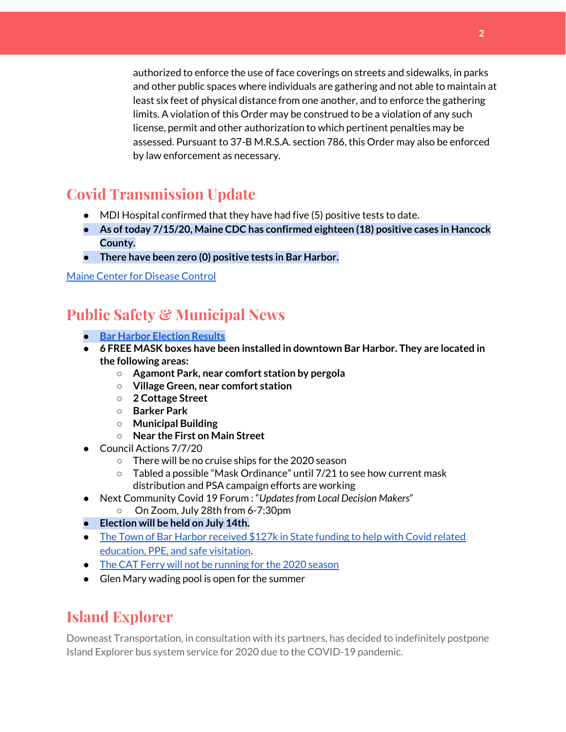authorized to enforce the use of face coverings on streets and sidewalks, in parks and other public spaces where individuals are gathering and not able to maintain at least six feet of physical distance from one another, and to enforce the gathering limits. A violation of this Order may be construed to be a violation of any such license, permit and other authorization to which pertinent penalties may be assessed. Pursuant to 37-B M.R.S.A. section 786, this Order may also be enforced by law enforcement as necessary.

## Covid Transmission Update

- MDI Hospital confirmed that they have had five (5) positive tests to date.
- **As of today 7/15/20, Maine CDC has confirmed eighteen (18) positive cases in Hancock County.**
- **There have been zero (0) positive tests in Bar Harbor.**

[Maine Center for Disease Control]()

## Public Safety & Municipal News

- **[Bar Harbor Election Results]()**
- **6 FREE MASK boxes have been installed in downtown Bar Harbor. They are located in the following areas:**
  - **Agamont Park, near comfort station by pergola**
  - **Village Green, near comfort station**
  - **2 Cottage Street**
  - **Barker Park**
  - **Municipal Building**
  - **Near the First on Main Street**
- Council Actions 7/7/20
  - There will be no cruise ships for the 2020 season
  - Tabled a possible "Mask Ordinance" until 7/21 to see how current mask distribution and PSA campaign efforts are working
- Next Community Covid 19 Forum : "*Updates from Local Decision Makers*"
  - On Zoom, July 28th from 6-7:30pm
- **Election will be held on July 14th.**
- [The Town of Bar Harbor received $127k in State funding to help with Covid related education, PPE, and safe visitation]().
- [The CAT Ferry will not be running for the 2020 season]()
- Glen Mary wading pool is open for the summer

## Island Explorer

Downeast Transportation, in consultation with its partners, has decided to indefinitely postpone Island Explorer bus system service for 2020 due to the COVID-19 pandemic.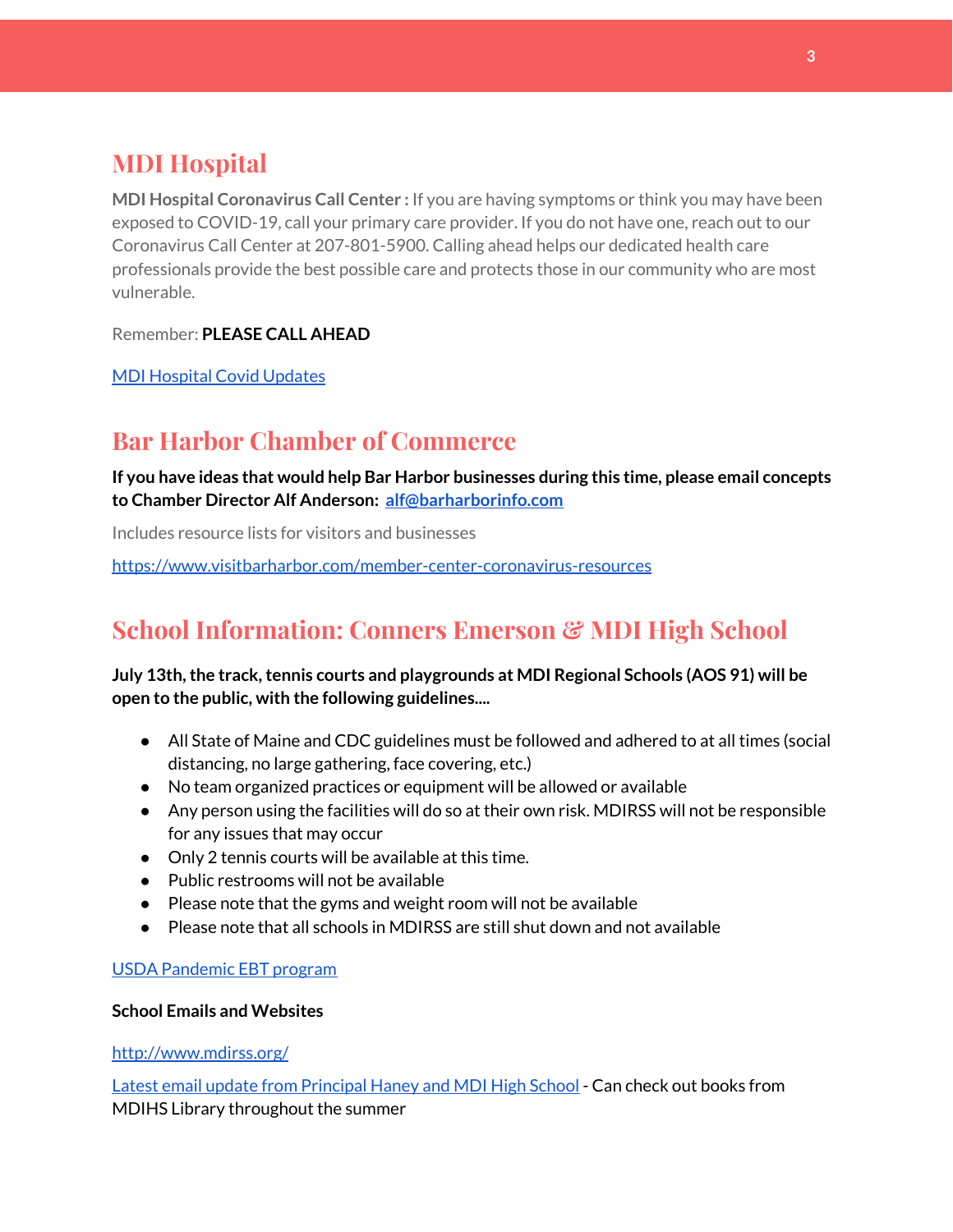## MDI Hospital

**MDI Hospital Coronavirus Call Center :** If you are having symptoms or think you may have been exposed to COVID-19, call your primary care provider. If you do not have one, reach out to our Coronavirus Call Center at 207-801-5900. Calling ahead helps our dedicated health care professionals provide the best possible care and protects those in our community who are most vulnerable.

Remember: **PLEASE CALL AHEAD**

MDI Hospital Covid Updates

## Bar Harbor Chamber of Commerce

**If you have ideas that would help Bar Harbor businesses during this time, please email concepts to Chamber Director Alf Anderson: alf@barharborinfo.com**

Includes resource lists for visitors and businesses

https://www.visitbarharbor.com/member-center-coronavirus-resources

## School Information: Conners Emerson & MDI High School

**July 13th, the track, tennis courts and playgrounds at MDI Regional Schools (AOS 91) will be open to the public, with the following guidelines....**

- All State of Maine and CDC guidelines must be followed and adhered to at all times (social distancing, no large gathering, face covering, etc.)
- No team organized practices or equipment will be allowed or available
- Any person using the facilities will do so at their own risk. MDIRSS will not be responsible for any issues that may occur
- Only 2 tennis courts will be available at this time.
- Public restrooms will not be available
- Please note that the gyms and weight room will not be available
- Please note that all schools in MDIRSS are still shut down and not available

USDA Pandemic EBT program

**School Emails and Websites**

http://www.mdirss.org/

Latest email update from Principal Haney and MDI High School - Can check out books from MDIHS Library throughout the summer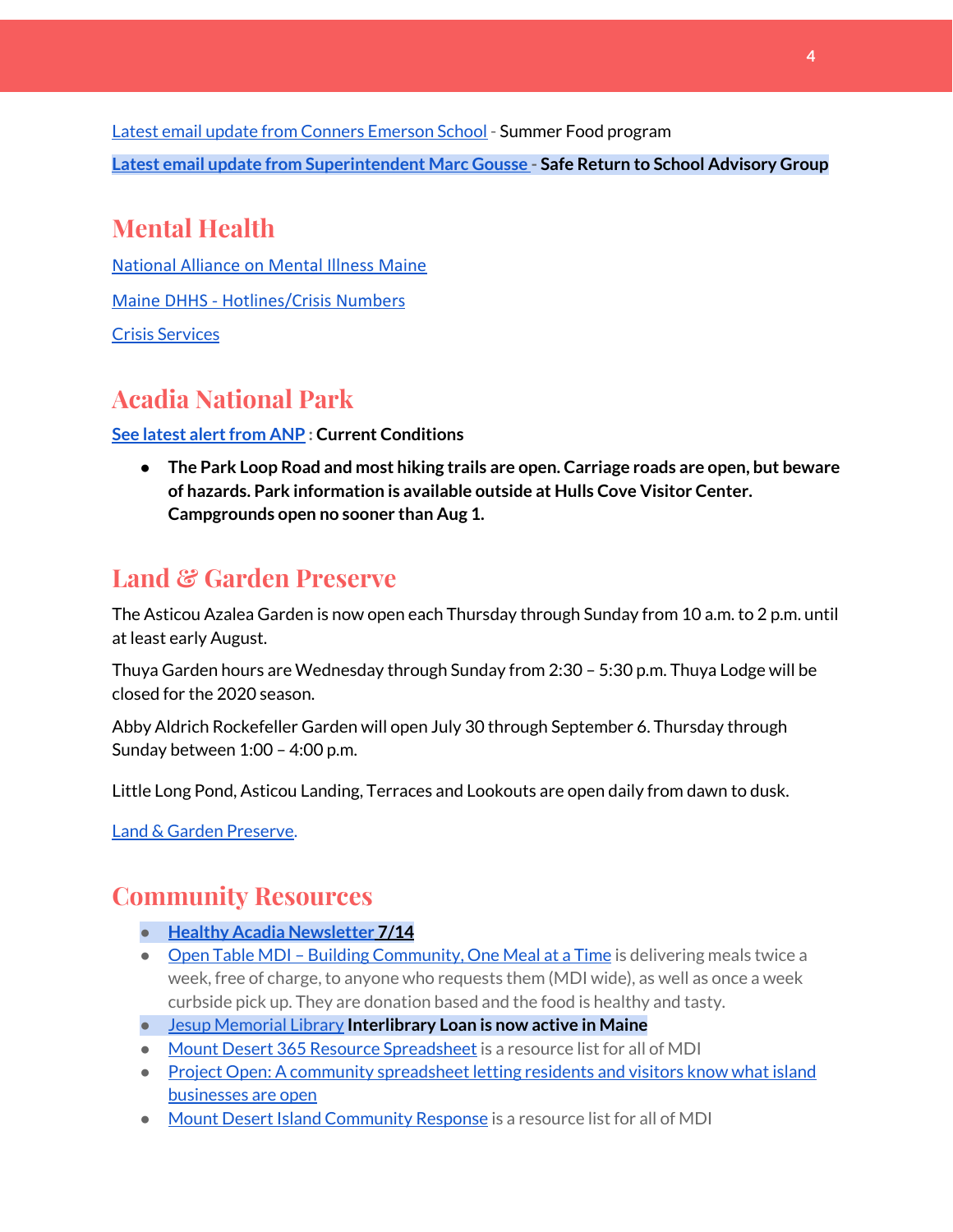Latest email update from Conners Emerson School - Summer Food program

**Latest email update from Superintendent Marc Gousse - Safe Return to School Advisory Group**

## Mental Health

National Alliance on Mental Illness Maine

Maine DHHS - Hotlines/Crisis Numbers

Crisis Services

## Acadia National Park

**See latest alert from ANP : Current Conditions**

- **The Park Loop Road and most hiking trails are open. Carriage roads are open, but beware of hazards. Park information is available outside at Hulls Cove Visitor Center. Campgrounds open no sooner than Aug 1.**

## Land & Garden Preserve

The Asticou Azalea Garden is now open each Thursday through Sunday from 10 a.m. to 2 p.m. until at least early August.

Thuya Garden hours are Wednesday through Sunday from 2:30 – 5:30 p.m. Thuya Lodge will be closed for the 2020 season.

Abby Aldrich Rockefeller Garden will open July 30 through September 6. Thursday through Sunday between 1:00 – 4:00 p.m.

Little Long Pond, Asticou Landing, Terraces and Lookouts are open daily from dawn to dusk.

Land & Garden Preserve.

## Community Resources

- **Healthy Acadia Newsletter 7/14**
- Open Table MDI – Building Community, One Meal at a Time is delivering meals twice a week, free of charge, to anyone who requests them (MDI wide), as well as once a week curbside pick up. They are donation based and the food is healthy and tasty.
- Jesup Memorial Library **Interlibrary Loan is now active in Maine**
- Mount Desert 365 Resource Spreadsheet is a resource list for all of MDI
- Project Open: A community spreadsheet letting residents and visitors know what island businesses are open
- Mount Desert Island Community Response is a resource list for all of MDI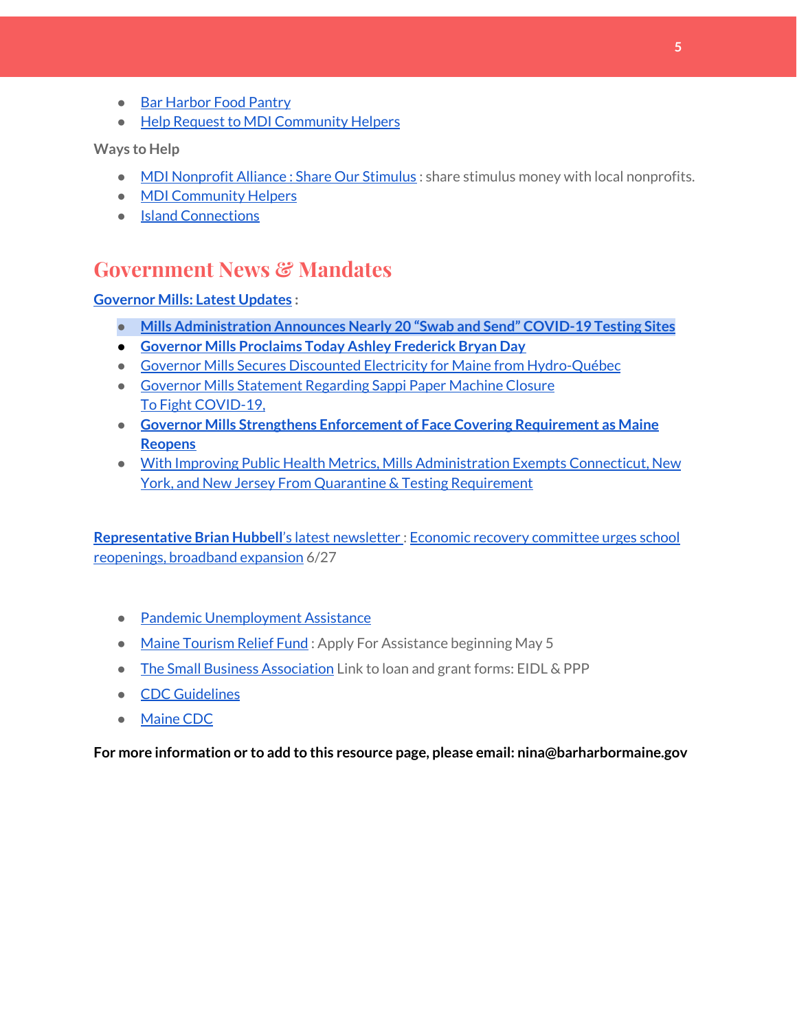- Bar Harbor Food Pantry
- Help Request to MDI Community Helpers

**Ways to Help**

- MDI Nonprofit Alliance : Share Our Stimulus : share stimulus money with local nonprofits.
- MDI Community Helpers
- Island Connections

## Government News & Mandates

**Governor Mills: Latest Updates** :

- **Mills Administration Announces Nearly 20 “Swab and Send” COVID-19 Testing Sites**
- **Governor Mills Proclaims Today Ashley Frederick Bryan Day**
- Governor Mills Secures Discounted Electricity for Maine from Hydro-Québec
- Governor Mills Statement Regarding Sappi Paper Machine Closure To Fight COVID-19,
- **Governor Mills Strengthens Enforcement of Face Covering Requirement as Maine Reopens**
- With Improving Public Health Metrics, Mills Administration Exempts Connecticut, New York, and New Jersey From Quarantine & Testing Requirement

**Representative Brian Hubbell**’s latest newsletter : Economic recovery committee urges school reopenings, broadband expansion 6/27

- Pandemic Unemployment Assistance
- Maine Tourism Relief Fund : Apply For Assistance beginning May 5
- The Small Business Association Link to loan and grant forms: EIDL & PPP
- CDC Guidelines
- Maine CDC

**For more information or to add to this resource page, please email: nina@barharbormaine.gov**